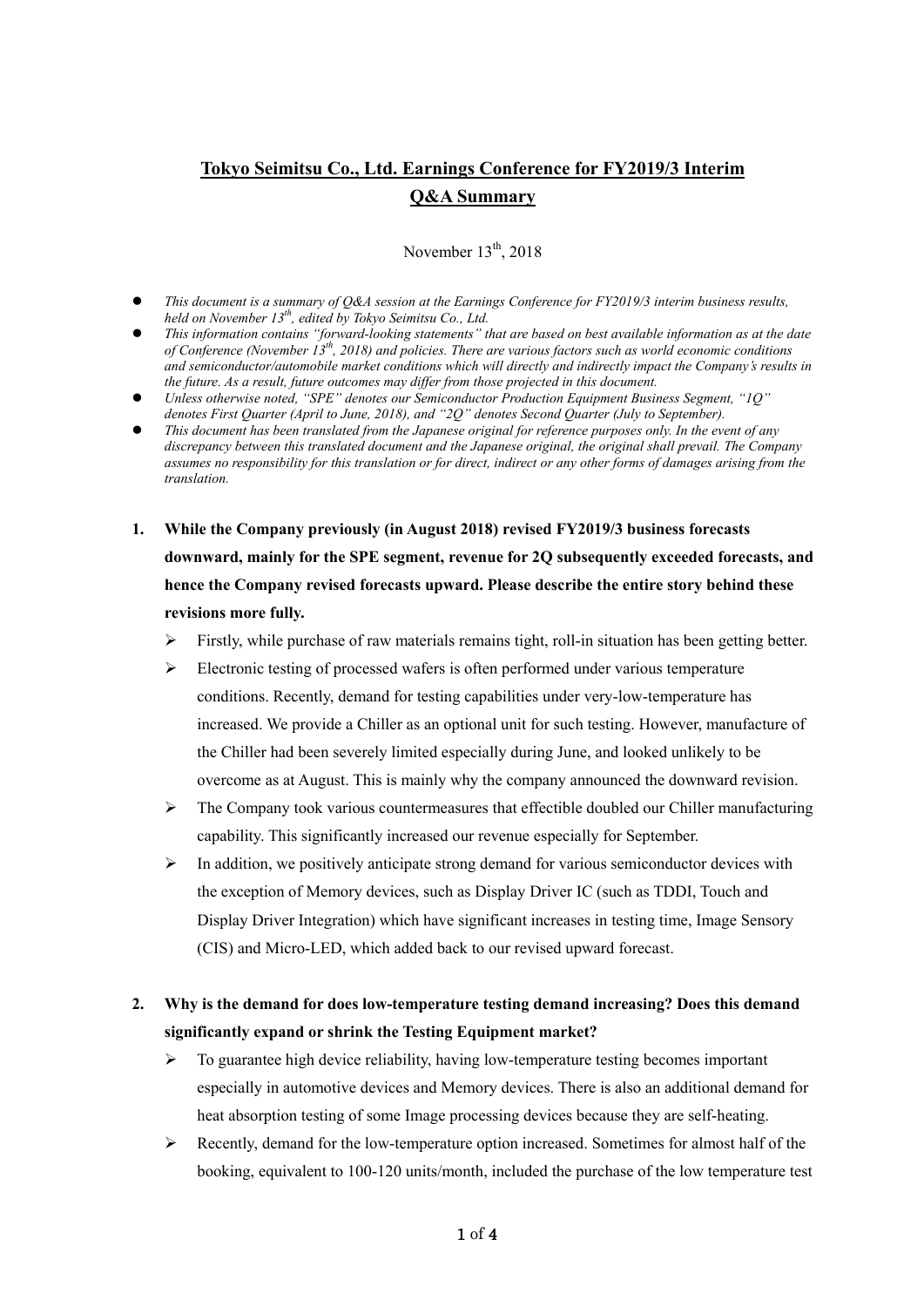# Tokyo Seimitsu Co., Ltd. Earnings Conference for FY2019/3 Interim Q&A Summary

November 13th, 2018

- *This document is a summary of Q&A session at the Earnings Conference for FY2019/3 interim business results, held on November 13th, edited by Tokyo Seimitsu Co., Ltd.*
- *This information contains "forward-looking statements" that are based on best available information as at the date of Conference (November 13th, 2018) and policies. There are various factors such as world economic conditions and semiconductor/automobile market conditions which will directly and indirectly impact the Company's results in the future. As a result, future outcomes may differ from those projected in this document.*
- *Unless otherwise noted, "SPE" denotes our Semiconductor Production Equipment Business Segment, "1Q" denotes First Quarter (April to June, 2018), and "2Q" denotes Second Quarter (July to September).*
- *This document has been translated from the Japanese original for reference purposes only. In the event of any discrepancy between this translated document and the Japanese original, the original shall prevail. The Company assumes no responsibility for this translation or for direct, indirect or any other forms of damages arising from the translation.*

1. **While the Company previously (in August 2018) revised FY2019/3 business forecasts downward, mainly for the SPE segment, revenue for 2Q subsequently exceeded forecasts, and hence the Company revised forecasts upward. Please describe the entire story behind these revisions more fully.**
   - Firstly, while purchase of raw materials remains tight, roll-in situation has been getting better.
   - Electronic testing of processed wafers is often performed under various temperature conditions. Recently, demand for testing capabilities under very-low-temperature has increased. We provide a Chiller as an optional unit for such testing. However, manufacture of the Chiller had been severely limited especially during June, and looked unlikely to be overcome as at August. This is mainly why the company announced the downward revision.
   - The Company took various countermeasures that effectible doubled our Chiller manufacturing capability. This significantly increased our revenue especially for September.
   - In addition, we positively anticipate strong demand for various semiconductor devices with the exception of Memory devices, such as Display Driver IC (such as TDDI, Touch and Display Driver Integration) which have significant increases in testing time, Image Sensory (CIS) and Micro-LED, which added back to our revised upward forecast.

2. **Why is the demand for does low-temperature testing demand increasing? Does this demand significantly expand or shrink the Testing Equipment market?**
   - To guarantee high device reliability, having low-temperature testing becomes important especially in automotive devices and Memory devices. There is also an additional demand for heat absorption testing of some Image processing devices because they are self-heating.
   - Recently, demand for the low-temperature option increased. Sometimes for almost half of the booking, equivalent to 100-120 units/month, included the purchase of the low temperature test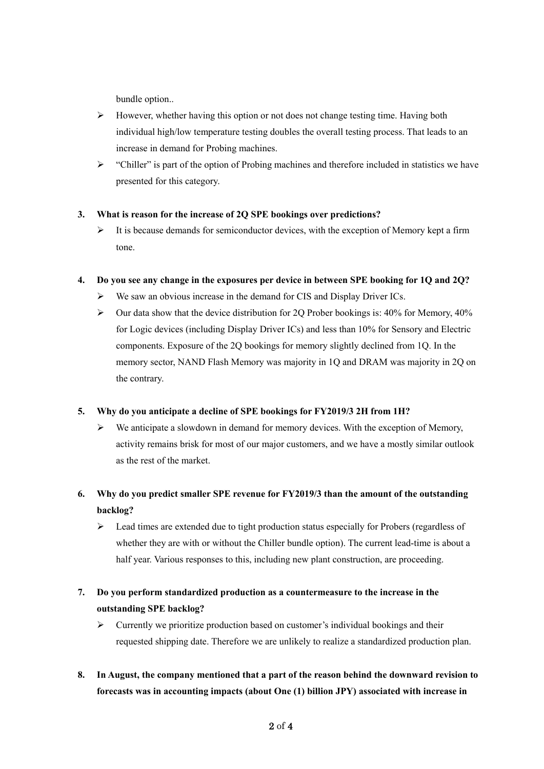bundle option..

- However, whether having this option or not does not change testing time. Having both individual high/low temperature testing doubles the overall testing process. That leads to an increase in demand for Probing machines.
- "Chiller" is part of the option of Probing machines and therefore included in statistics we have presented for this category.

**3. What is reason for the increase of 2Q SPE bookings over predictions?**

- It is because demands for semiconductor devices, with the exception of Memory kept a firm tone.

**4. Do you see any change in the exposures per device in between SPE booking for 1Q and 2Q?**

- We saw an obvious increase in the demand for CIS and Display Driver ICs.
- Our data show that the device distribution for 2Q Prober bookings is: 40% for Memory, 40% for Logic devices (including Display Driver ICs) and less than 10% for Sensory and Electric components. Exposure of the 2Q bookings for memory slightly declined from 1Q. In the memory sector, NAND Flash Memory was majority in 1Q and DRAM was majority in 2Q on the contrary.

**5. Why do you anticipate a decline of SPE bookings for FY2019/3 2H from 1H?**

- We anticipate a slowdown in demand for memory devices. With the exception of Memory, activity remains brisk for most of our major customers, and we have a mostly similar outlook as the rest of the market.

**6. Why do you predict smaller SPE revenue for FY2019/3 than the amount of the outstanding backlog?**

- Lead times are extended due to tight production status especially for Probers (regardless of whether they are with or without the Chiller bundle option). The current lead-time is about a half year. Various responses to this, including new plant construction, are proceeding.

**7. Do you perform standardized production as a countermeasure to the increase in the outstanding SPE backlog?**

- Currently we prioritize production based on customer's individual bookings and their requested shipping date. Therefore we are unlikely to realize a standardized production plan.

**8. In August, the company mentioned that a part of the reason behind the downward revision to forecasts was in accounting impacts (about One (1) billion JPY) associated with increase in**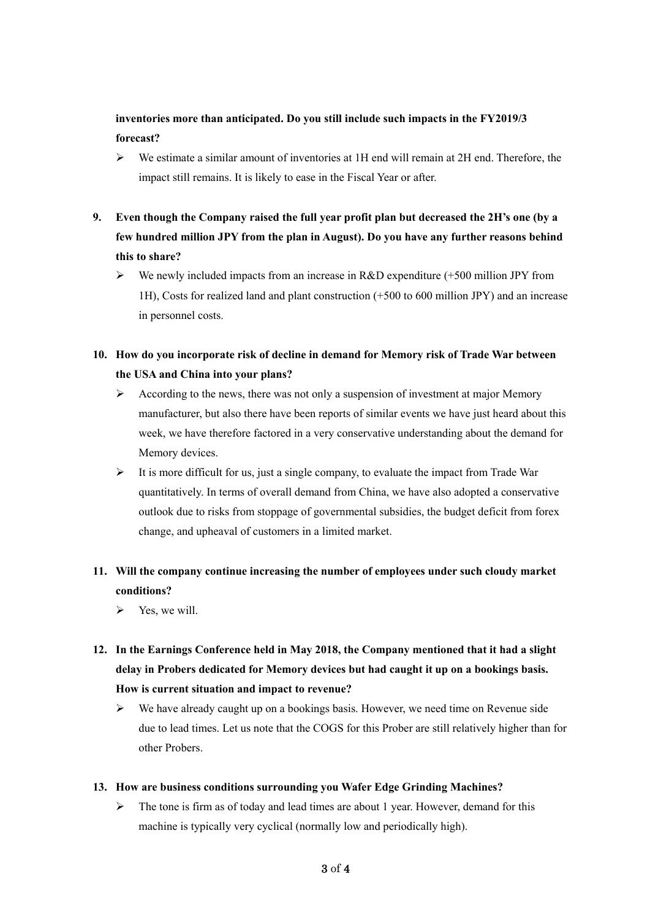**inventories more than anticipated. Do you still include such impacts in the FY2019/3 forecast?**

- We estimate a similar amount of inventories at 1H end will remain at 2H end. Therefore, the impact still remains. It is likely to ease in the Fiscal Year or after.

9. **Even though the Company raised the full year profit plan but decreased the 2H's one (by a few hundred million JPY from the plan in August). Do you have any further reasons behind this to share?**
   - We newly included impacts from an increase in R&D expenditure (+500 million JPY from 1H), Costs for realized land and plant construction (+500 to 600 million JPY) and an increase in personnel costs.

10. **How do you incorporate risk of decline in demand for Memory risk of Trade War between the USA and China into your plans?**
    - According to the news, there was not only a suspension of investment at major Memory manufacturer, but also there have been reports of similar events we have just heard about this week, we have therefore factored in a very conservative understanding about the demand for Memory devices.
    - It is more difficult for us, just a single company, to evaluate the impact from Trade War quantitatively. In terms of overall demand from China, we have also adopted a conservative outlook due to risks from stoppage of governmental subsidies, the budget deficit from forex change, and upheaval of customers in a limited market.

11. **Will the company continue increasing the number of employees under such cloudy market conditions?**
    - Yes, we will.

12. **In the Earnings Conference held in May 2018, the Company mentioned that it had a slight delay in Probers dedicated for Memory devices but had caught it up on a bookings basis. How is current situation and impact to revenue?**
    - We have already caught up on a bookings basis. However, we need time on Revenue side due to lead times. Let us note that the COGS for this Prober are still relatively higher than for other Probers.

13. **How are business conditions surrounding you Wafer Edge Grinding Machines?**
    - The tone is firm as of today and lead times are about 1 year. However, demand for this machine is typically very cyclical (normally low and periodically high).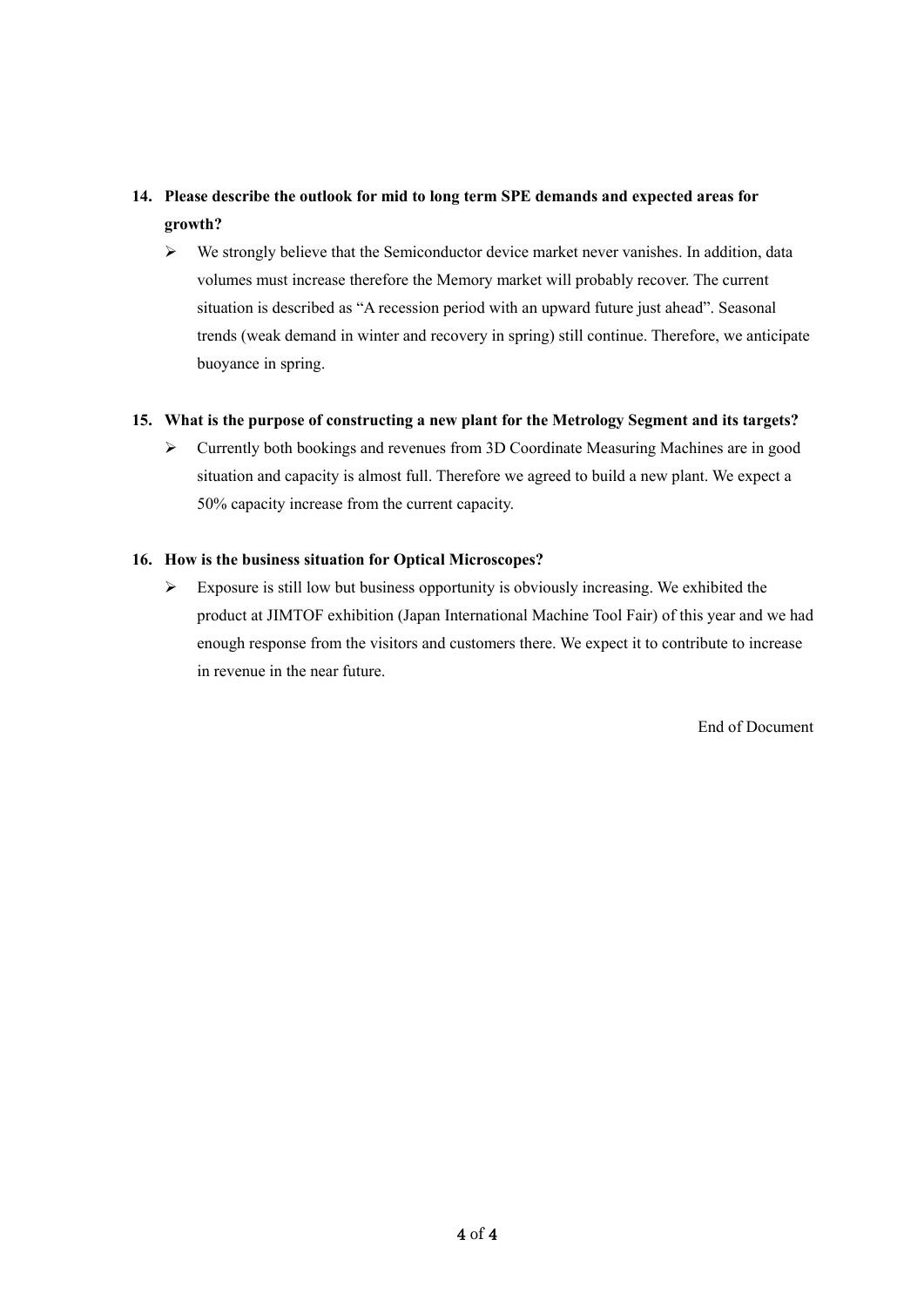14. **Please describe the outlook for mid to long term SPE demands and expected areas for growth?**
    - We strongly believe that the Semiconductor device market never vanishes. In addition, data volumes must increase therefore the Memory market will probably recover. The current situation is described as "A recession period with an upward future just ahead". Seasonal trends (weak demand in winter and recovery in spring) still continue. Therefore, we anticipate buoyance in spring.

15. **What is the purpose of constructing a new plant for the Metrology Segment and its targets?**
    - Currently both bookings and revenues from 3D Coordinate Measuring Machines are in good situation and capacity is almost full. Therefore we agreed to build a new plant. We expect a 50% capacity increase from the current capacity.

16. **How is the business situation for Optical Microscopes?**
    - Exposure is still low but business opportunity is obviously increasing. We exhibited the product at JIMTOF exhibition (Japan International Machine Tool Fair) of this year and we had enough response from the visitors and customers there. We expect it to contribute to increase in revenue in the near future.

End of Document